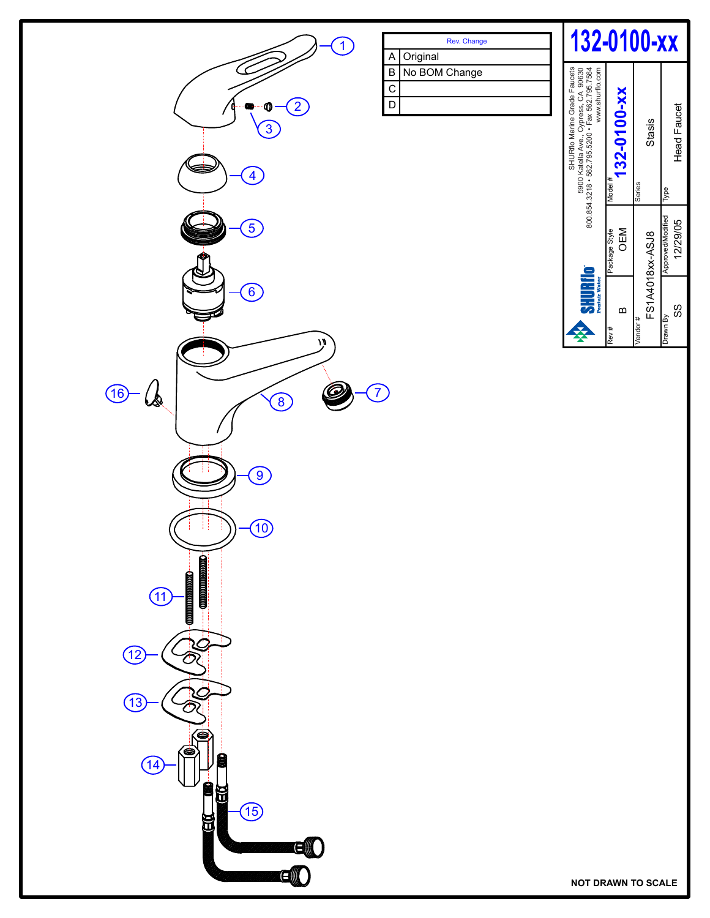# 132-0100-xx

| Rev. | Change |
|---|---|
| A | Original |
| B | No BOM Change |
| C | |
| D | |

SHURflo Marine Grade Faucets
5900 Katella Ave., Cypress, CA 90630
800.854.3218 • 562.795.5200 • Fax 562.795.7564
www.shurflo.com

SHURflo Pentair Water

| Rev # | Package Style | Model # |
|---|---|---|
| B | OEM | 132-0100-xx |

| Vendor # | Series |
|---|---|
| FS1A4018xx-ASJ8 | Stasis |

| Drawn By | Approved/Modified | Type |
|---|---|---|
| SS | 12/29/05 | Head Faucet |

1
2
3
4
5
6
7
8
9
10
11
12
13
14
15
16

NOT DRAWN TO SCALE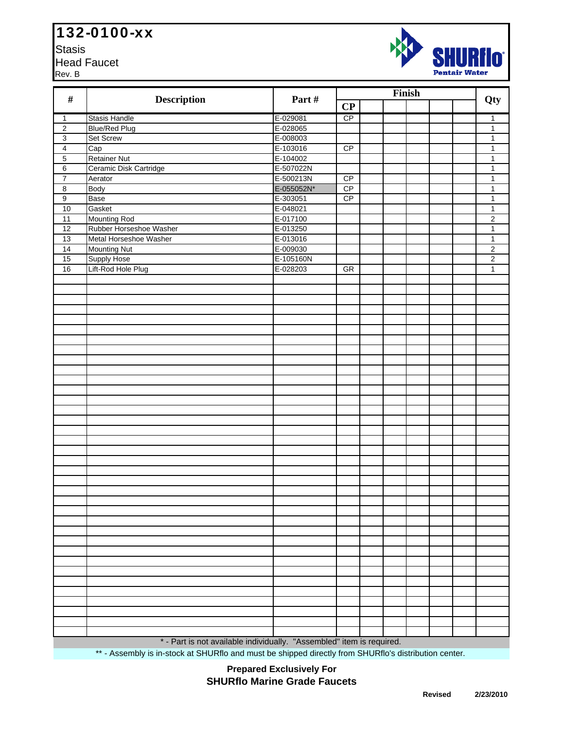# 132-0100-xx

Stasis

Head Faucet

Rev. B

SHURflo Pentair Water

| # | Description | Part # | Finish | | | | | | Qty |
|---|---|---|---|---|---|---|---|---|---|
| | | | CP | | | | | | |
| 1 | Stasis Handle | E-029081 | CP | | | | | | 1 |
| 2 | Blue/Red Plug | E-028065 | | | | | | | 1 |
| 3 | Set Screw | E-008003 | | | | | | | 1 |
| 4 | Cap | E-103016 | CP | | | | | | 1 |
| 5 | Retainer Nut | E-104002 | | | | | | | 1 |
| 6 | Ceramic Disk Cartridge | E-507022N | | | | | | | 1 |
| 7 | Aerator | E-500213N | CP | | | | | | 1 |
| 8 | Body | E-055052N* | CP | | | | | | 1 |
| 9 | Base | E-303051 | CP | | | | | | 1 |
| 10 | Gasket | E-048021 | | | | | | | 1 |
| 11 | Mounting Rod | E-017100 | | | | | | | 2 |
| 12 | Rubber Horseshoe Washer | E-013250 | | | | | | | 1 |
| 13 | Metal Horseshoe Washer | E-013016 | | | | | | | 1 |
| 14 | Mounting Nut | E-009030 | | | | | | | 2 |
| 15 | Supply Hose | E-105160N | | | | | | | 2 |
| 16 | Lift-Rod Hole Plug | E-028203 | GR | | | | | | 1 |

* - Part is not available individually. "Assembled" item is required.

** - Assembly is in-stock at SHURflo and must be shipped directly from SHURflo's distribution center.

**Prepared Exclusively For**

**SHURflo Marine Grade Faucets**

**Revised** **2/23/2010**